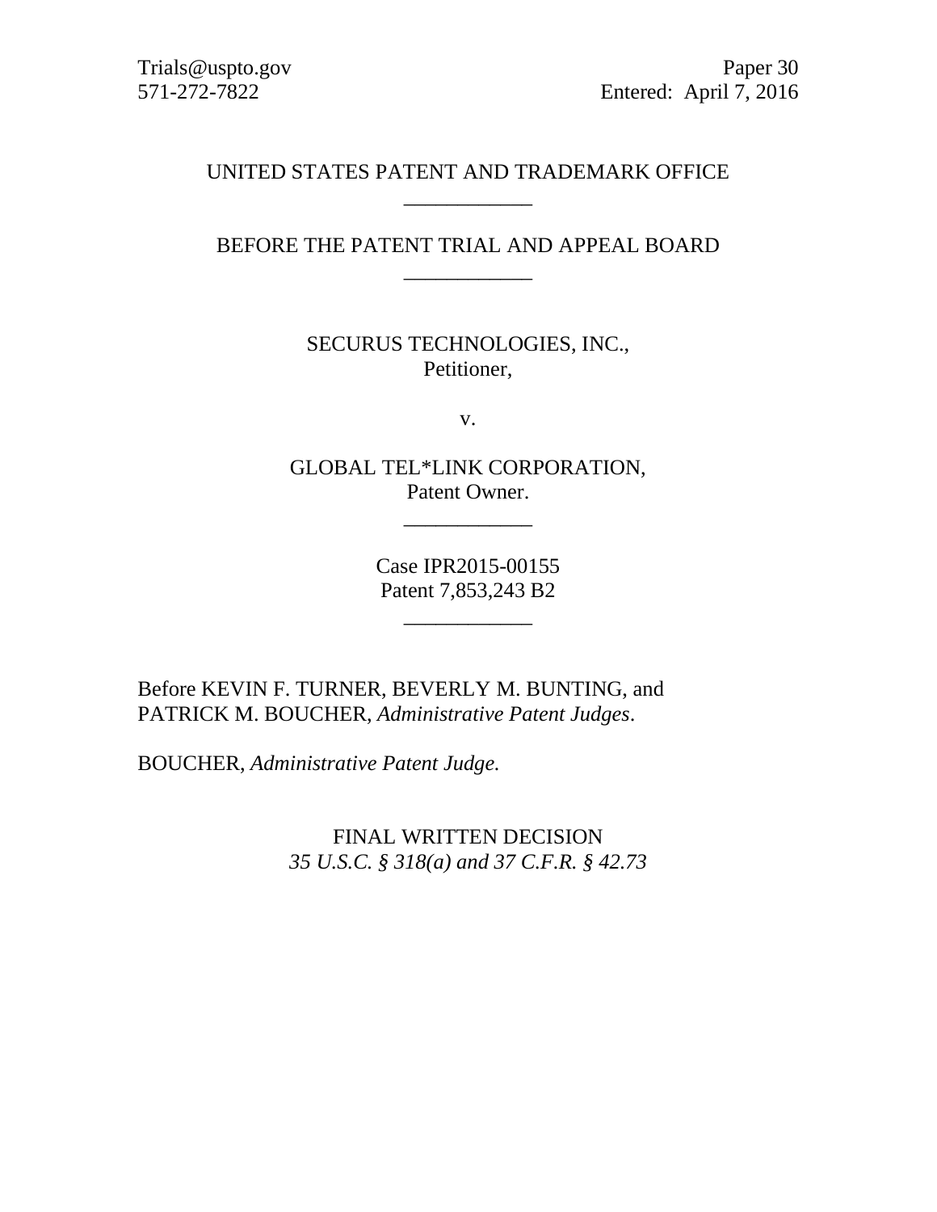Trials@uspto.gov
571-272-7822

Paper 30
Entered: April 7, 2016

UNITED STATES PATENT AND TRADEMARK OFFICE

---

BEFORE THE PATENT TRIAL AND APPEAL BOARD

---

SECURUS TECHNOLOGIES, INC.,
Petitioner,

v.

GLOBAL TEL*LINK CORPORATION,
Patent Owner.

---

Case IPR2015-00155
Patent 7,853,243 B2

---

Before KEVIN F. TURNER, BEVERLY M. BUNTING, and PATRICK M. BOUCHER, *Administrative Patent Judges*.

BOUCHER, *Administrative Patent Judge*.

FINAL WRITTEN DECISION
*35 U.S.C. § 318(a) and 37 C.F.R. § 42.73*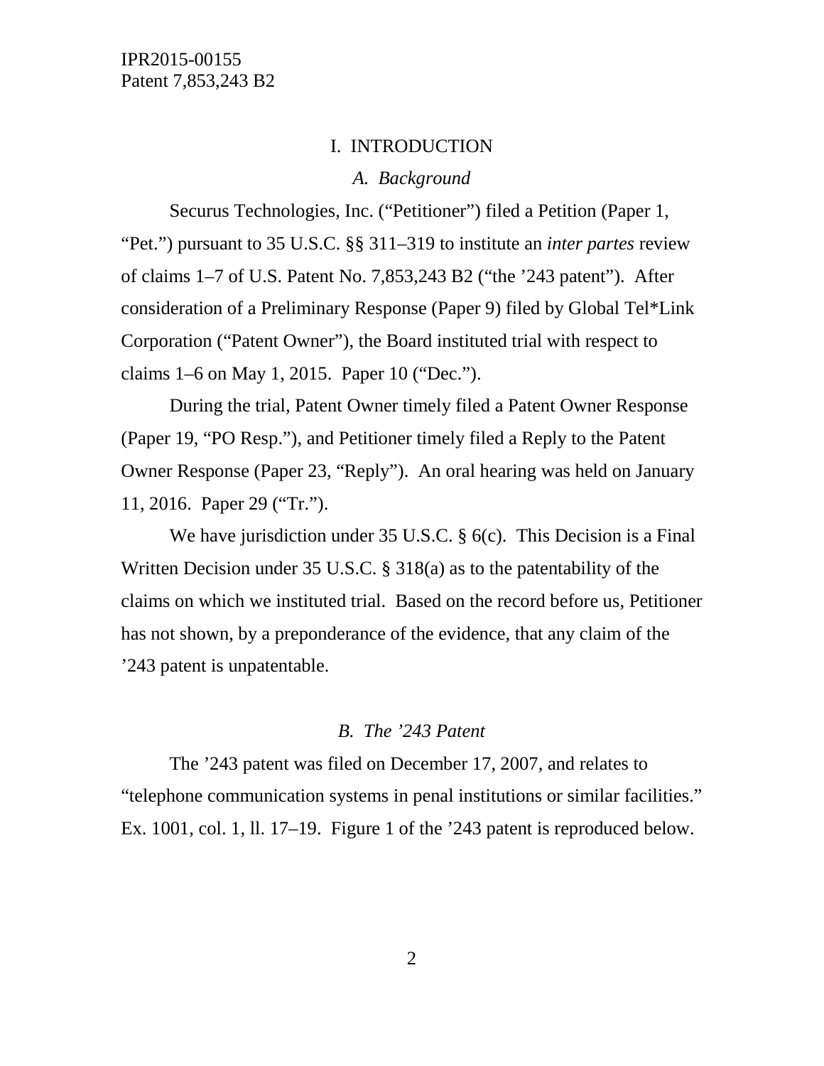## I. INTRODUCTION

### *A. Background*

Securus Technologies, Inc. ("Petitioner") filed a Petition (Paper 1, "Pet.") pursuant to 35 U.S.C. §§ 311–319 to institute an *inter partes* review of claims 1–7 of U.S. Patent No. 7,853,243 B2 ("the '243 patent"). After consideration of a Preliminary Response (Paper 9) filed by Global Tel*Link Corporation ("Patent Owner"), the Board instituted trial with respect to claims 1–6 on May 1, 2015. Paper 10 ("Dec.").

During the trial, Patent Owner timely filed a Patent Owner Response (Paper 19, "PO Resp."), and Petitioner timely filed a Reply to the Patent Owner Response (Paper 23, "Reply"). An oral hearing was held on January 11, 2016. Paper 29 ("Tr.").

We have jurisdiction under 35 U.S.C. § 6(c). This Decision is a Final Written Decision under 35 U.S.C. § 318(a) as to the patentability of the claims on which we instituted trial. Based on the record before us, Petitioner has not shown, by a preponderance of the evidence, that any claim of the '243 patent is unpatentable.

### *B. The '243 Patent*

The '243 patent was filed on December 17, 2007, and relates to "telephone communication systems in penal institutions or similar facilities." Ex. 1001, col. 1, ll. 17–19. Figure 1 of the '243 patent is reproduced below.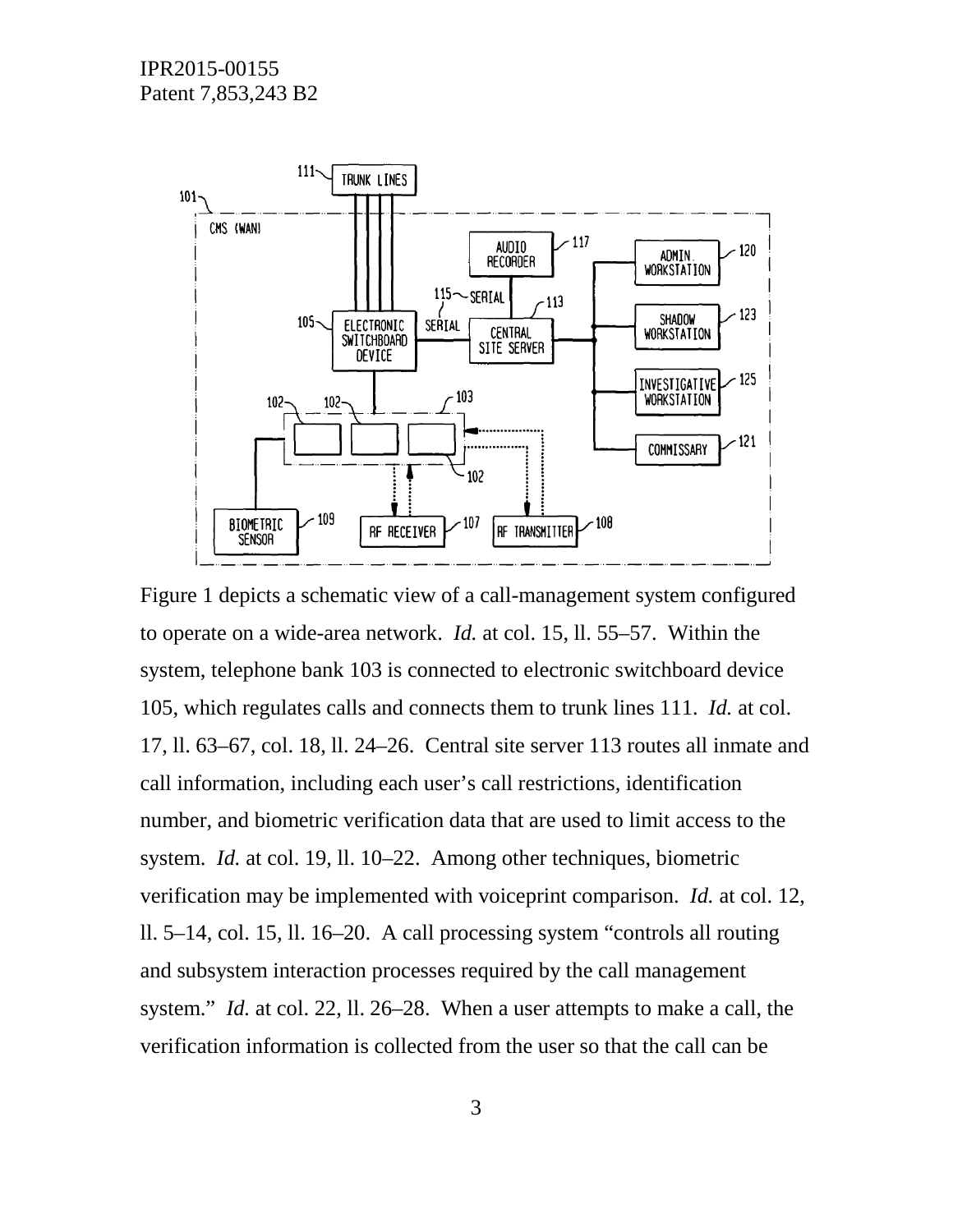Figure 1 depicts a schematic view of a call-management system configured to operate on a wide-area network. *Id.* at col. 15, ll. 55–57. Within the system, telephone bank 103 is connected to electronic switchboard device 105, which regulates calls and connects them to trunk lines 111. *Id.* at col. 17, ll. 63–67, col. 18, ll. 24–26. Central site server 113 routes all inmate and call information, including each user's call restrictions, identification number, and biometric verification data that are used to limit access to the system. *Id.* at col. 19, ll. 10–22. Among other techniques, biometric verification may be implemented with voiceprint comparison. *Id.* at col. 12, ll. 5–14, col. 15, ll. 16–20. A call processing system "controls all routing and subsystem interaction processes required by the call management system." *Id.* at col. 22, ll. 26–28. When a user attempts to make a call, the verification information is collected from the user so that the call can be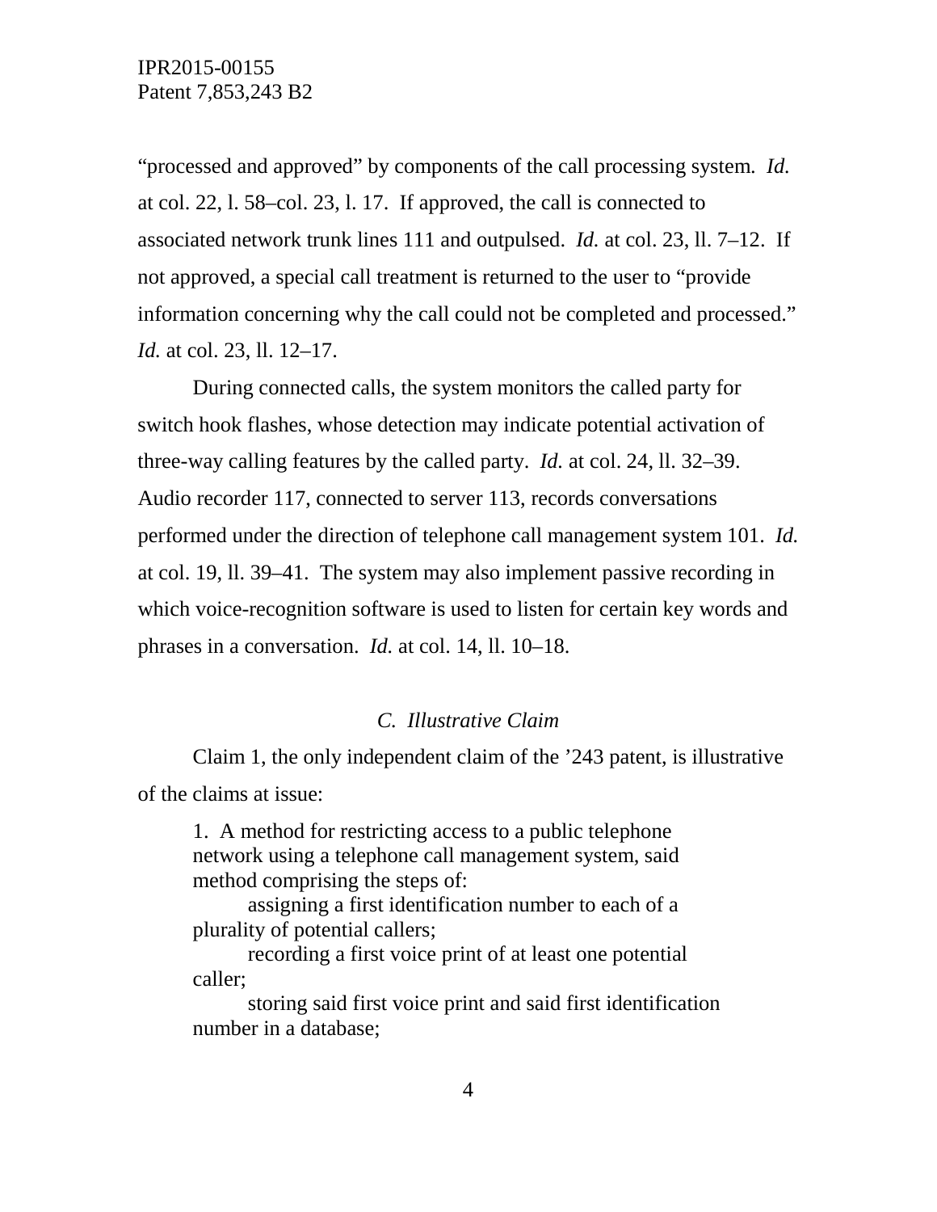"processed and approved" by components of the call processing system. *Id.* at col. 22, l. 58–col. 23, l. 17. If approved, the call is connected to associated network trunk lines 111 and outpulsed. *Id.* at col. 23, ll. 7–12. If not approved, a special call treatment is returned to the user to "provide information concerning why the call could not be completed and processed." *Id.* at col. 23, ll. 12–17.

During connected calls, the system monitors the called party for switch hook flashes, whose detection may indicate potential activation of three-way calling features by the called party. *Id.* at col. 24, ll. 32–39. Audio recorder 117, connected to server 113, records conversations performed under the direction of telephone call management system 101. *Id.* at col. 19, ll. 39–41. The system may also implement passive recording in which voice-recognition software is used to listen for certain key words and phrases in a conversation. *Id.* at col. 14, ll. 10–18.

### *C. Illustrative Claim*

Claim 1, the only independent claim of the '243 patent, is illustrative of the claims at issue:

> 1. A method for restricting access to a public telephone network using a telephone call management system, said method comprising the steps of:
>
> assigning a first identification number to each of a plurality of potential callers;
>
> recording a first voice print of at least one potential caller;
>
> storing said first voice print and said first identification number in a database;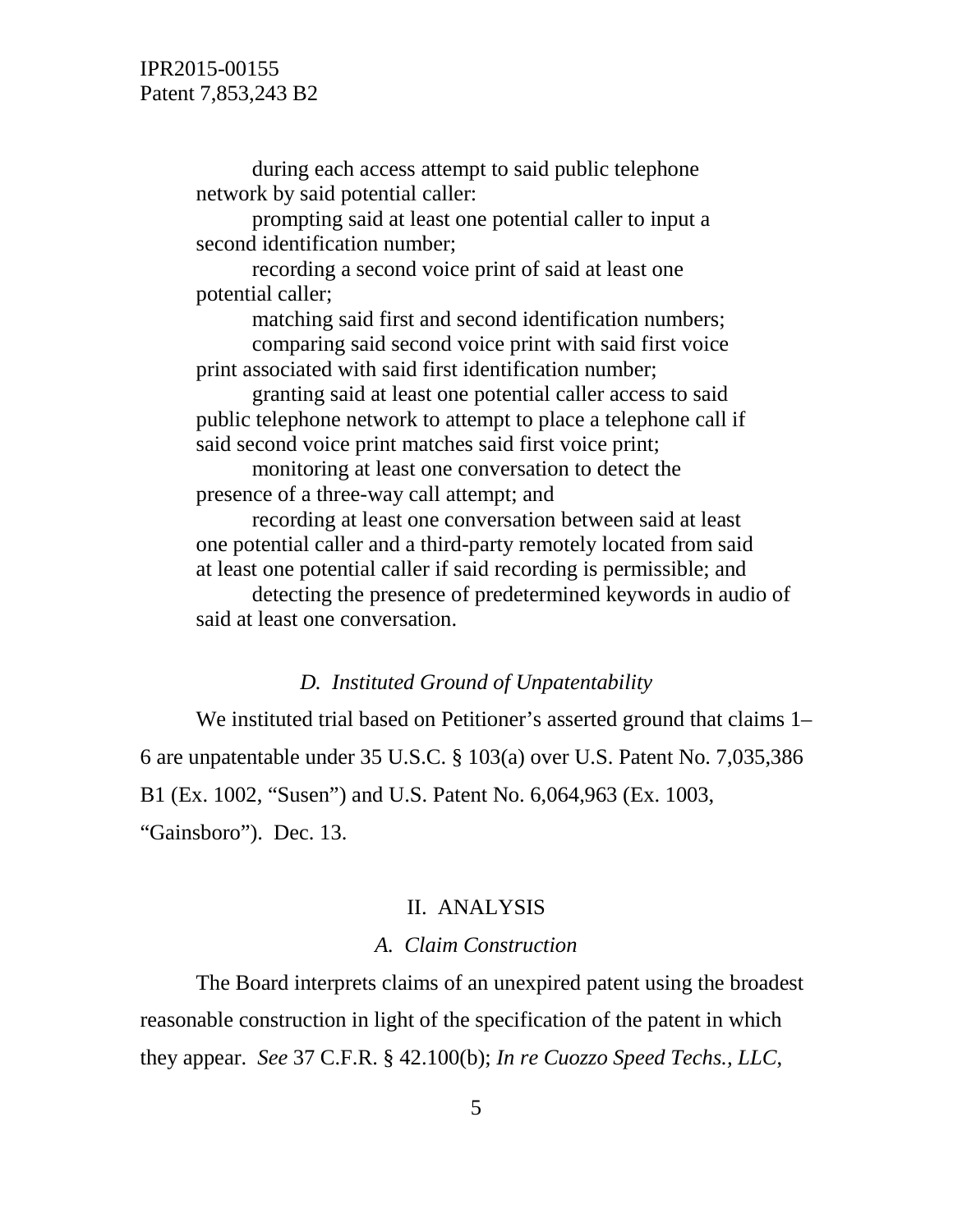during each access attempt to said public telephone network by said potential caller:

prompting said at least one potential caller to input a second identification number;

recording a second voice print of said at least one potential caller;

matching said first and second identification numbers;

comparing said second voice print with said first voice print associated with said first identification number;

granting said at least one potential caller access to said public telephone network to attempt to place a telephone call if said second voice print matches said first voice print;

monitoring at least one conversation to detect the presence of a three-way call attempt; and

recording at least one conversation between said at least one potential caller and a third-party remotely located from said at least one potential caller if said recording is permissible; and

detecting the presence of predetermined keywords in audio of said at least one conversation.

### *D. Instituted Ground of Unpatentability*

We instituted trial based on Petitioner's asserted ground that claims 1–6 are unpatentable under 35 U.S.C. § 103(a) over U.S. Patent No. 7,035,386 B1 (Ex. 1002, "Susen") and U.S. Patent No. 6,064,963 (Ex. 1003, "Gainsboro"). Dec. 13.

## II. ANALYSIS

### *A. Claim Construction*

The Board interprets claims of an unexpired patent using the broadest reasonable construction in light of the specification of the patent in which they appear. *See* 37 C.F.R. § 42.100(b); *In re Cuozzo Speed Techs., LLC*,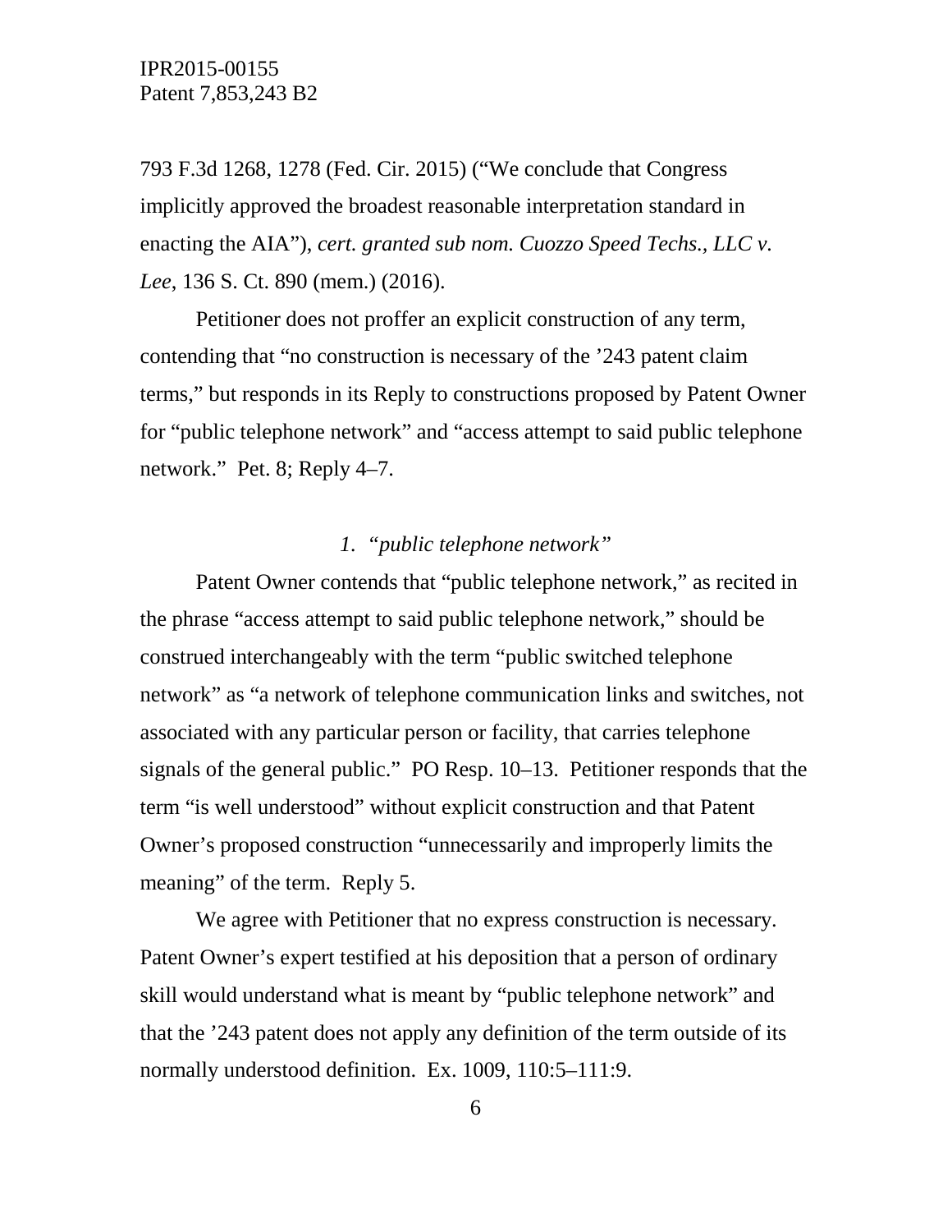793 F.3d 1268, 1278 (Fed. Cir. 2015) ("We conclude that Congress implicitly approved the broadest reasonable interpretation standard in enacting the AIA"), *cert. granted sub nom. Cuozzo Speed Techs., LLC v. Lee*, 136 S. Ct. 890 (mem.) (2016).

Petitioner does not proffer an explicit construction of any term, contending that "no construction is necessary of the '243 patent claim terms," but responds in its Reply to constructions proposed by Patent Owner for "public telephone network" and "access attempt to said public telephone network." Pet. 8; Reply 4–7.

### *1. "public telephone network"*

Patent Owner contends that "public telephone network," as recited in the phrase "access attempt to said public telephone network," should be construed interchangeably with the term "public switched telephone network" as "a network of telephone communication links and switches, not associated with any particular person or facility, that carries telephone signals of the general public." PO Resp. 10–13. Petitioner responds that the term "is well understood" without explicit construction and that Patent Owner's proposed construction "unnecessarily and improperly limits the meaning" of the term. Reply 5.

We agree with Petitioner that no express construction is necessary. Patent Owner's expert testified at his deposition that a person of ordinary skill would understand what is meant by "public telephone network" and that the '243 patent does not apply any definition of the term outside of its normally understood definition. Ex. 1009, 110:5–111:9.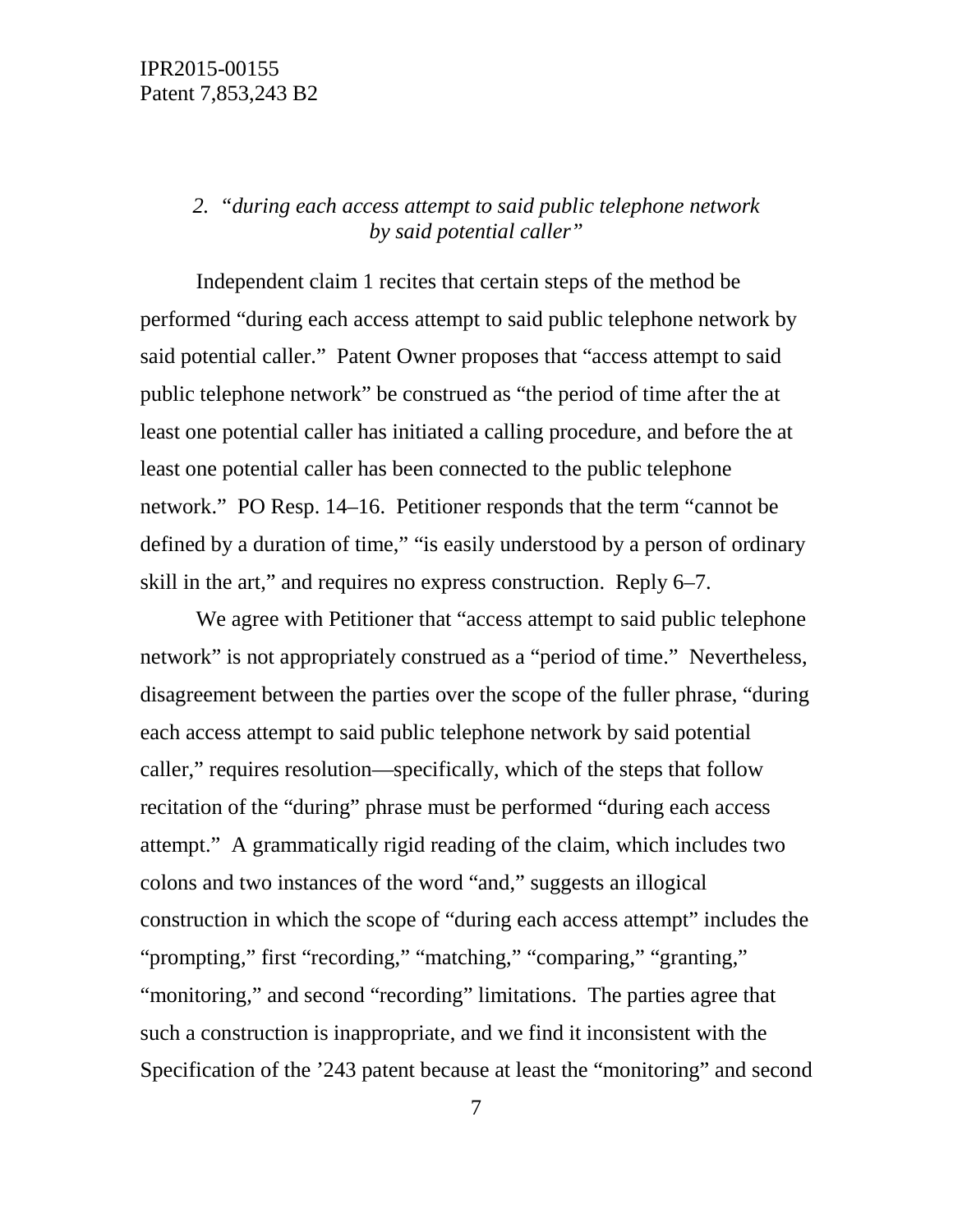### 2. *"during each access attempt to said public telephone network by said potential caller"*

Independent claim 1 recites that certain steps of the method be performed "during each access attempt to said public telephone network by said potential caller." Patent Owner proposes that "access attempt to said public telephone network" be construed as "the period of time after the at least one potential caller has initiated a calling procedure, and before the at least one potential caller has been connected to the public telephone network." PO Resp. 14–16. Petitioner responds that the term "cannot be defined by a duration of time," "is easily understood by a person of ordinary skill in the art," and requires no express construction. Reply 6–7.

We agree with Petitioner that "access attempt to said public telephone network" is not appropriately construed as a "period of time." Nevertheless, disagreement between the parties over the scope of the fuller phrase, "during each access attempt to said public telephone network by said potential caller," requires resolution—specifically, which of the steps that follow recitation of the "during" phrase must be performed "during each access attempt." A grammatically rigid reading of the claim, which includes two colons and two instances of the word "and," suggests an illogical construction in which the scope of "during each access attempt" includes the "prompting," first "recording," "matching," "comparing," "granting," "monitoring," and second "recording" limitations. The parties agree that such a construction is inappropriate, and we find it inconsistent with the Specification of the '243 patent because at least the "monitoring" and second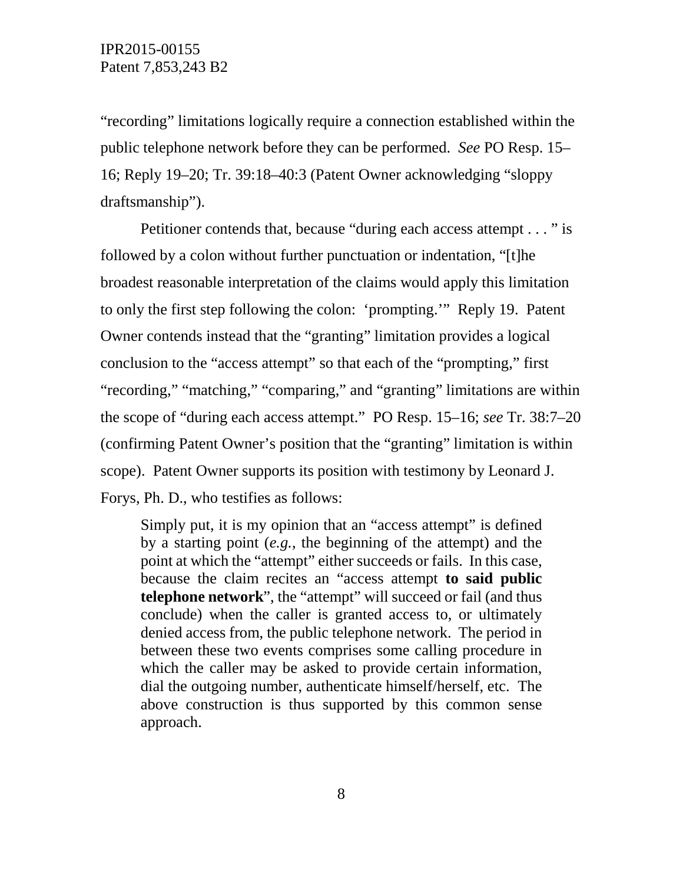"recording" limitations logically require a connection established within the public telephone network before they can be performed. *See* PO Resp. 15–16; Reply 19–20; Tr. 39:18–40:3 (Patent Owner acknowledging "sloppy draftsmanship").

Petitioner contends that, because "during each access attempt . . . " is followed by a colon without further punctuation or indentation, "[t]he broadest reasonable interpretation of the claims would apply this limitation to only the first step following the colon: 'prompting.'" Reply 19. Patent Owner contends instead that the "granting" limitation provides a logical conclusion to the "access attempt" so that each of the "prompting," first "recording," "matching," "comparing," and "granting" limitations are within the scope of "during each access attempt." PO Resp. 15–16; *see* Tr. 38:7–20 (confirming Patent Owner's position that the "granting" limitation is within scope). Patent Owner supports its position with testimony by Leonard J. Forys, Ph. D., who testifies as follows:

> Simply put, it is my opinion that an "access attempt" is defined by a starting point (*e.g.*, the beginning of the attempt) and the point at which the "attempt" either succeeds or fails. In this case, because the claim recites an "access attempt **to said public telephone network**", the "attempt" will succeed or fail (and thus conclude) when the caller is granted access to, or ultimately denied access from, the public telephone network. The period in between these two events comprises some calling procedure in which the caller may be asked to provide certain information, dial the outgoing number, authenticate himself/herself, etc. The above construction is thus supported by this common sense approach.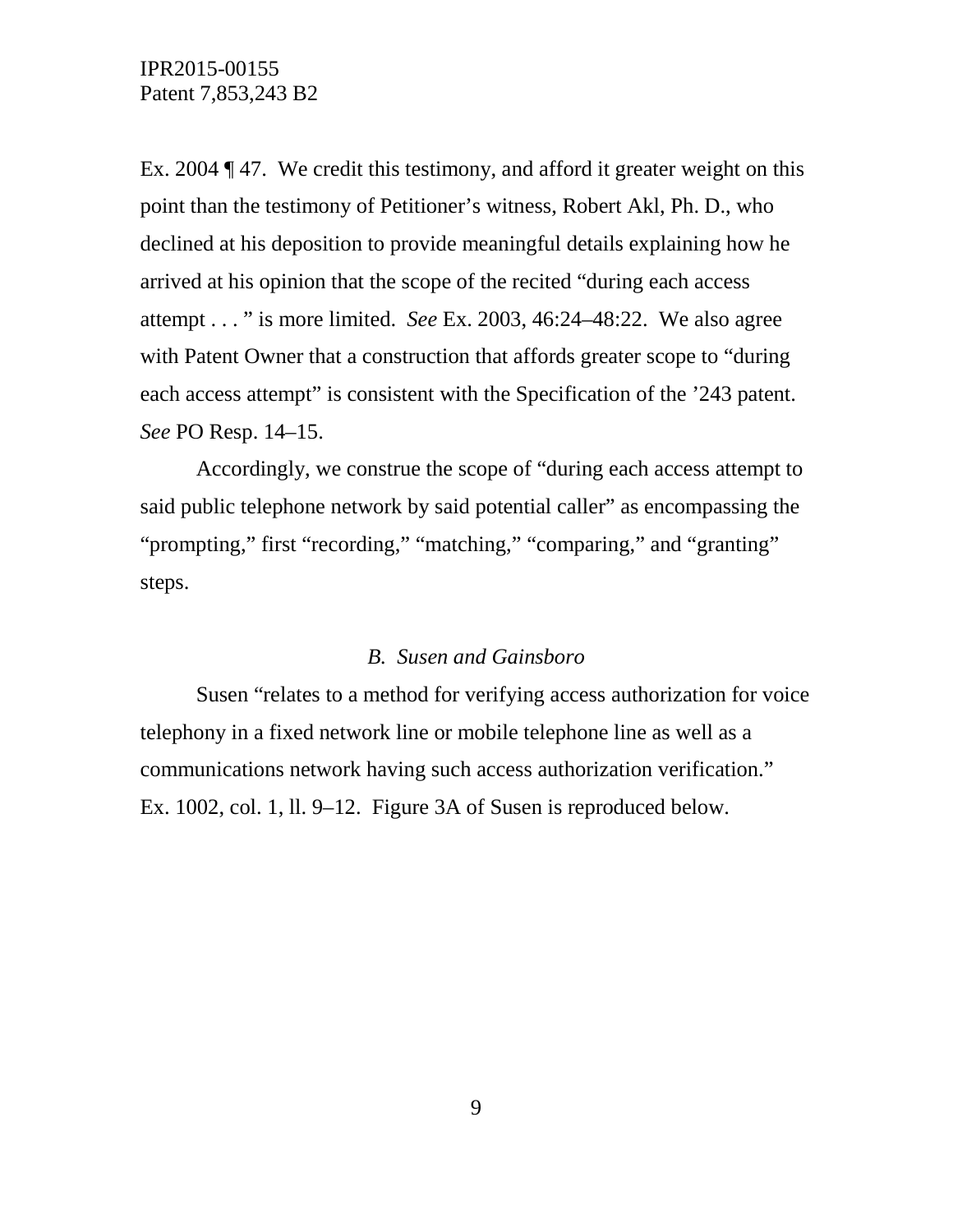Ex. 2004 ¶ 47. We credit this testimony, and afford it greater weight on this point than the testimony of Petitioner's witness, Robert Akl, Ph. D., who declined at his deposition to provide meaningful details explaining how he arrived at his opinion that the scope of the recited "during each access attempt . . . " is more limited. *See* Ex. 2003, 46:24–48:22. We also agree with Patent Owner that a construction that affords greater scope to "during each access attempt" is consistent with the Specification of the '243 patent. *See* PO Resp. 14–15.

Accordingly, we construe the scope of "during each access attempt to said public telephone network by said potential caller" as encompassing the "prompting," first "recording," "matching," "comparing," and "granting" steps.

### *B. Susen and Gainsboro*

Susen "relates to a method for verifying access authorization for voice telephony in a fixed network line or mobile telephone line as well as a communications network having such access authorization verification." Ex. 1002, col. 1, ll. 9–12. Figure 3A of Susen is reproduced below.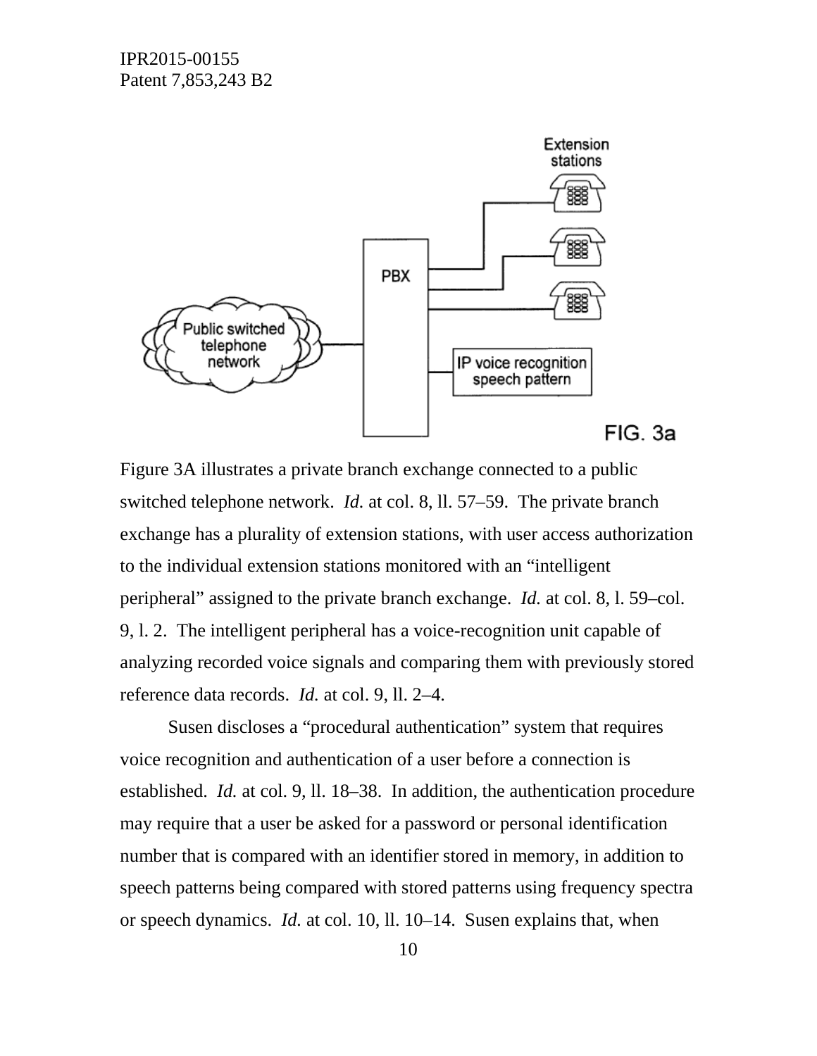Figure 3A illustrates a private branch exchange connected to a public switched telephone network. *Id.* at col. 8, ll. 57–59. The private branch exchange has a plurality of extension stations, with user access authorization to the individual extension stations monitored with an "intelligent peripheral" assigned to the private branch exchange. *Id.* at col. 8, l. 59–col. 9, l. 2. The intelligent peripheral has a voice-recognition unit capable of analyzing recorded voice signals and comparing them with previously stored reference data records. *Id.* at col. 9, ll. 2–4.

Susen discloses a "procedural authentication" system that requires voice recognition and authentication of a user before a connection is established. *Id.* at col. 9, ll. 18–38. In addition, the authentication procedure may require that a user be asked for a password or personal identification number that is compared with an identifier stored in memory, in addition to speech patterns being compared with stored patterns using frequency spectra or speech dynamics. *Id.* at col. 10, ll. 10–14. Susen explains that, when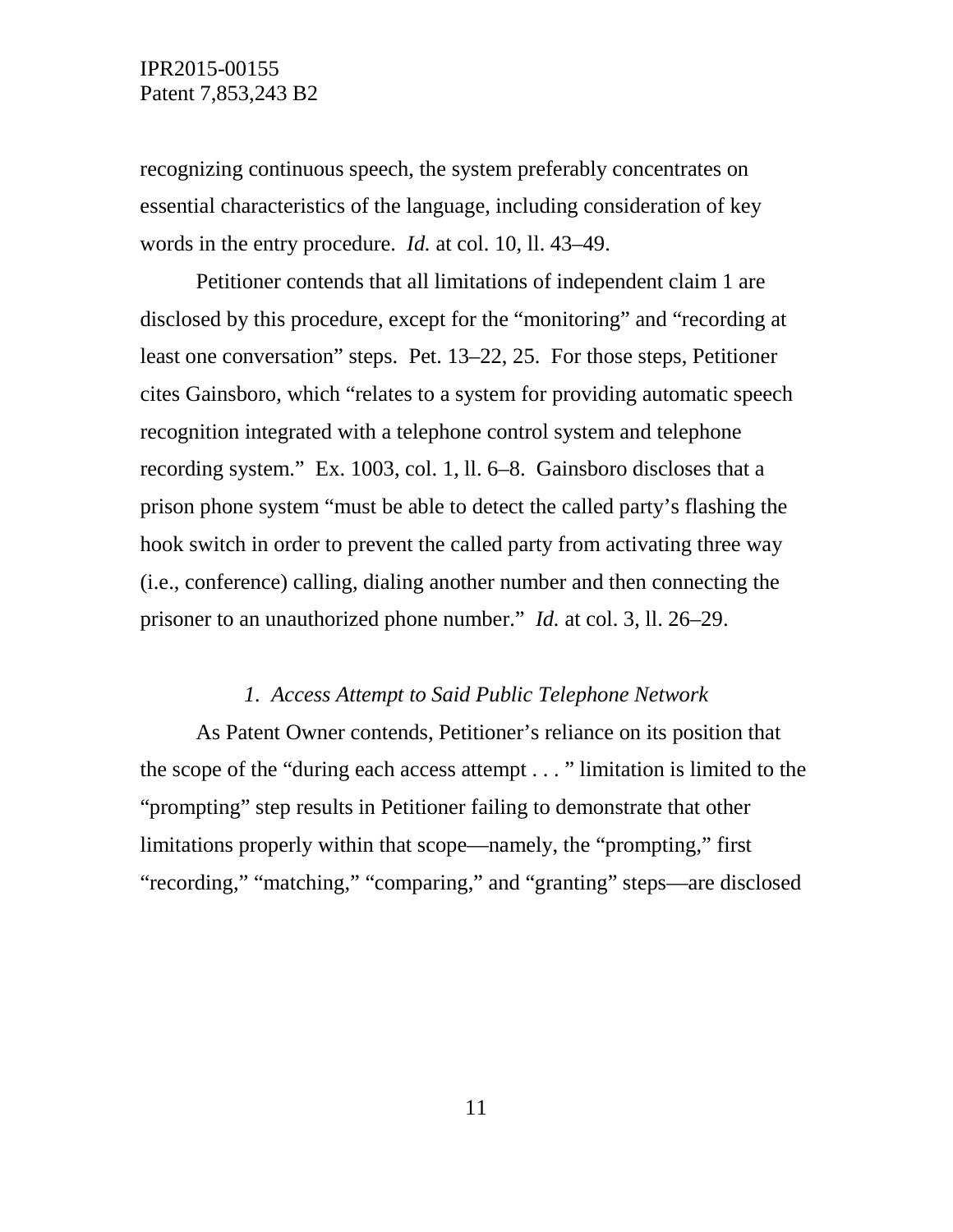recognizing continuous speech, the system preferably concentrates on essential characteristics of the language, including consideration of key words in the entry procedure. *Id.* at col. 10, ll. 43–49.

Petitioner contends that all limitations of independent claim 1 are disclosed by this procedure, except for the "monitoring" and "recording at least one conversation" steps. Pet. 13–22, 25. For those steps, Petitioner cites Gainsboro, which "relates to a system for providing automatic speech recognition integrated with a telephone control system and telephone recording system." Ex. 1003, col. 1, ll. 6–8. Gainsboro discloses that a prison phone system "must be able to detect the called party's flashing the hook switch in order to prevent the called party from activating three way (i.e., conference) calling, dialing another number and then connecting the prisoner to an unauthorized phone number." *Id.* at col. 3, ll. 26–29.

### *1. Access Attempt to Said Public Telephone Network*

As Patent Owner contends, Petitioner's reliance on its position that the scope of the "during each access attempt . . . " limitation is limited to the "prompting" step results in Petitioner failing to demonstrate that other limitations properly within that scope—namely, the "prompting," first "recording," "matching," "comparing," and "granting" steps—are disclosed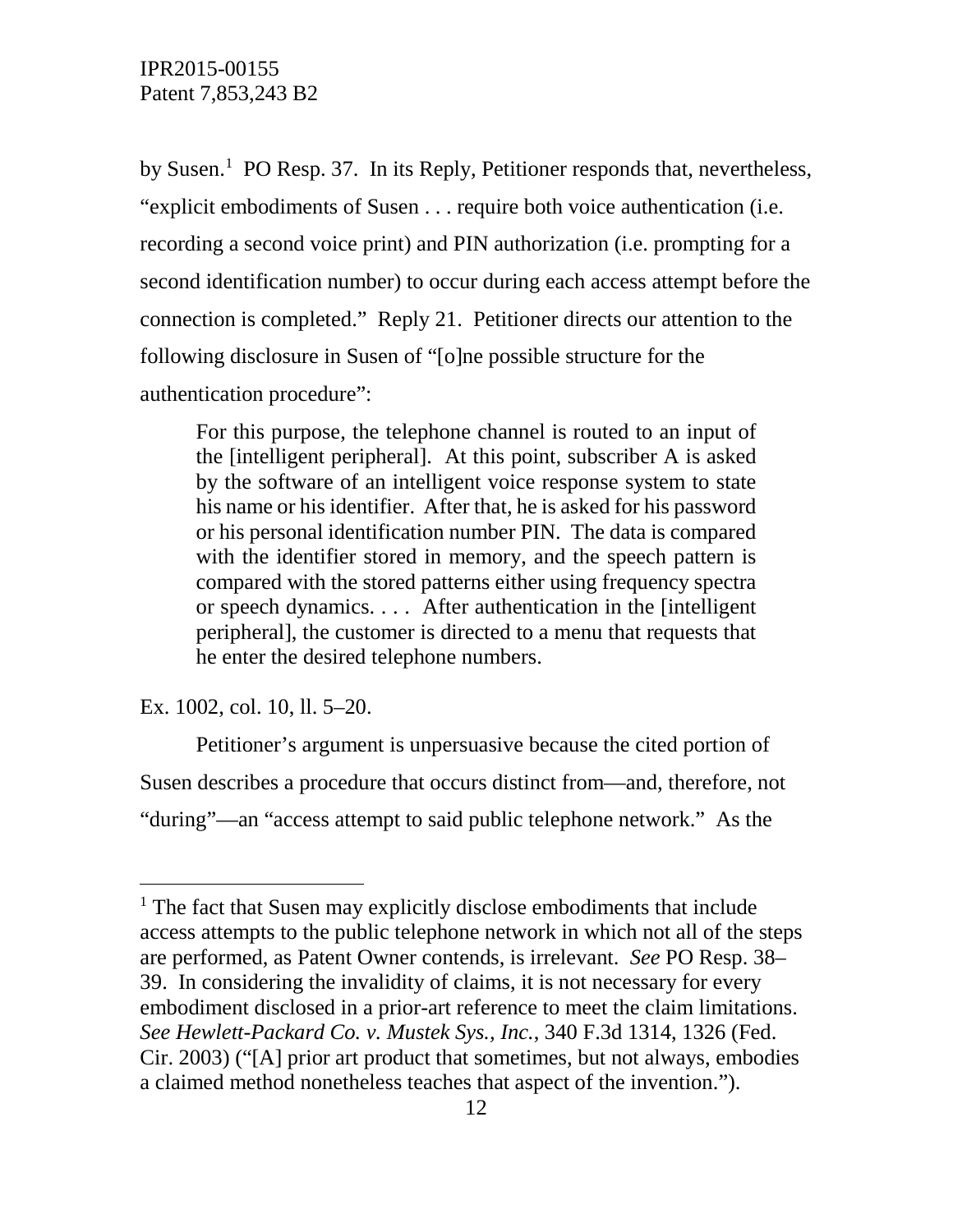by Susen.[1] PO Resp. 37. In its Reply, Petitioner responds that, nevertheless, "explicit embodiments of Susen . . . require both voice authentication (i.e. recording a second voice print) and PIN authorization (i.e. prompting for a second identification number) to occur during each access attempt before the connection is completed." Reply 21. Petitioner directs our attention to the following disclosure in Susen of "[o]ne possible structure for the authentication procedure":

> For this purpose, the telephone channel is routed to an input of the [intelligent peripheral]. At this point, subscriber A is asked by the software of an intelligent voice response system to state his name or his identifier. After that, he is asked for his password or his personal identification number PIN. The data is compared with the identifier stored in memory, and the speech pattern is compared with the stored patterns either using frequency spectra or speech dynamics. . . . After authentication in the [intelligent peripheral], the customer is directed to a menu that requests that he enter the desired telephone numbers.

Ex. 1002, col. 10, ll. 5–20.

Petitioner's argument is unpersuasive because the cited portion of Susen describes a procedure that occurs distinct from—and, therefore, not "during"—an "access attempt to said public telephone network." As the

[1] The fact that Susen may explicitly disclose embodiments that include access attempts to the public telephone network in which not all of the steps are performed, as Patent Owner contends, is irrelevant. *See* PO Resp. 38–39. In considering the invalidity of claims, it is not necessary for every embodiment disclosed in a prior-art reference to meet the claim limitations. *See Hewlett-Packard Co. v. Mustek Sys., Inc.*, 340 F.3d 1314, 1326 (Fed. Cir. 2003) ("[A] prior art product that sometimes, but not always, embodies a claimed method nonetheless teaches that aspect of the invention.").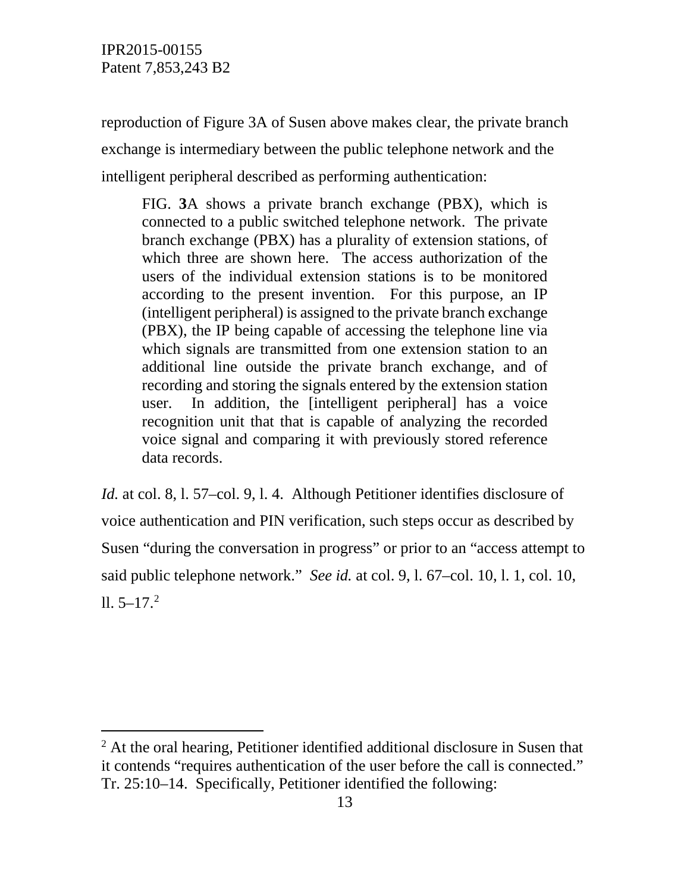reproduction of Figure 3A of Susen above makes clear, the private branch exchange is intermediary between the public telephone network and the intelligent peripheral described as performing authentication:

> FIG. **3**A shows a private branch exchange (PBX), which is connected to a public switched telephone network. The private branch exchange (PBX) has a plurality of extension stations, of which three are shown here. The access authorization of the users of the individual extension stations is to be monitored according to the present invention. For this purpose, an IP (intelligent peripheral) is assigned to the private branch exchange (PBX), the IP being capable of accessing the telephone line via which signals are transmitted from one extension station to an additional line outside the private branch exchange, and of recording and storing the signals entered by the extension station user. In addition, the [intelligent peripheral] has a voice recognition unit that that is capable of analyzing the recorded voice signal and comparing it with previously stored reference data records.

*Id.* at col. 8, l. 57–col. 9, l. 4. Although Petitioner identifies disclosure of voice authentication and PIN verification, such steps occur as described by Susen "during the conversation in progress" or prior to an "access attempt to said public telephone network." *See id.* at col. 9, l. 67–col. 10, l. 1, col. 10, ll. 5–17.[2]

[2] At the oral hearing, Petitioner identified additional disclosure in Susen that it contends "requires authentication of the user before the call is connected." Tr. 25:10–14. Specifically, Petitioner identified the following: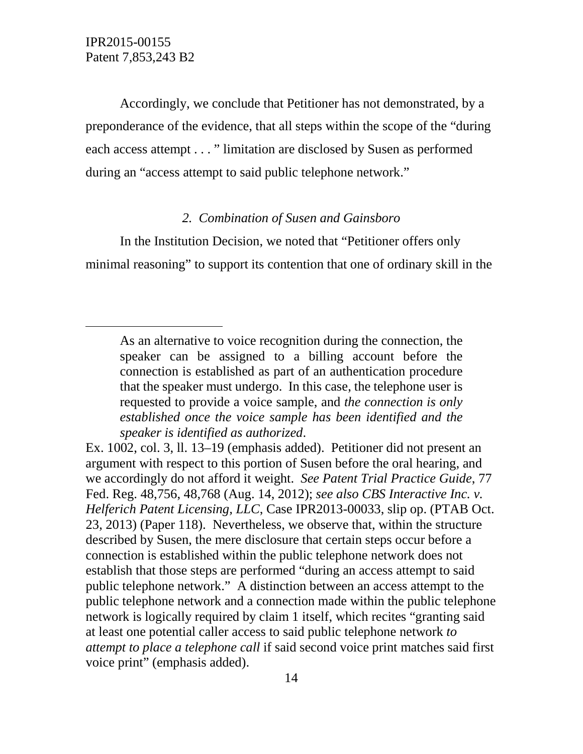Accordingly, we conclude that Petitioner has not demonstrated, by a preponderance of the evidence, that all steps within the scope of the "during each access attempt . . . " limitation are disclosed by Susen as performed during an "access attempt to said public telephone network."

### *2. Combination of Susen and Gainsboro*

In the Institution Decision, we noted that "Petitioner offers only minimal reasoning" to support its contention that one of ordinary skill in the

---

> As an alternative to voice recognition during the connection, the speaker can be assigned to a billing account before the connection is established as part of an authentication procedure that the speaker must undergo. In this case, the telephone user is requested to provide a voice sample, and *the connection is only established once the voice sample has been identified and the speaker is identified as authorized*.

Ex. 1002, col. 3, ll. 13–19 (emphasis added). Petitioner did not present an argument with respect to this portion of Susen before the oral hearing, and we accordingly do not afford it weight. *See Patent Trial Practice Guide*, 77 Fed. Reg. 48,756, 48,768 (Aug. 14, 2012); *see also CBS Interactive Inc. v. Helferich Patent Licensing, LLC*, Case IPR2013-00033, slip op. (PTAB Oct. 23, 2013) (Paper 118). Nevertheless, we observe that, within the structure described by Susen, the mere disclosure that certain steps occur before a connection is established within the public telephone network does not establish that those steps are performed "during an access attempt to said public telephone network." A distinction between an access attempt to the public telephone network and a connection made within the public telephone network is logically required by claim 1 itself, which recites "granting said at least one potential caller access to said public telephone network *to attempt to place a telephone call* if said second voice print matches said first voice print" (emphasis added).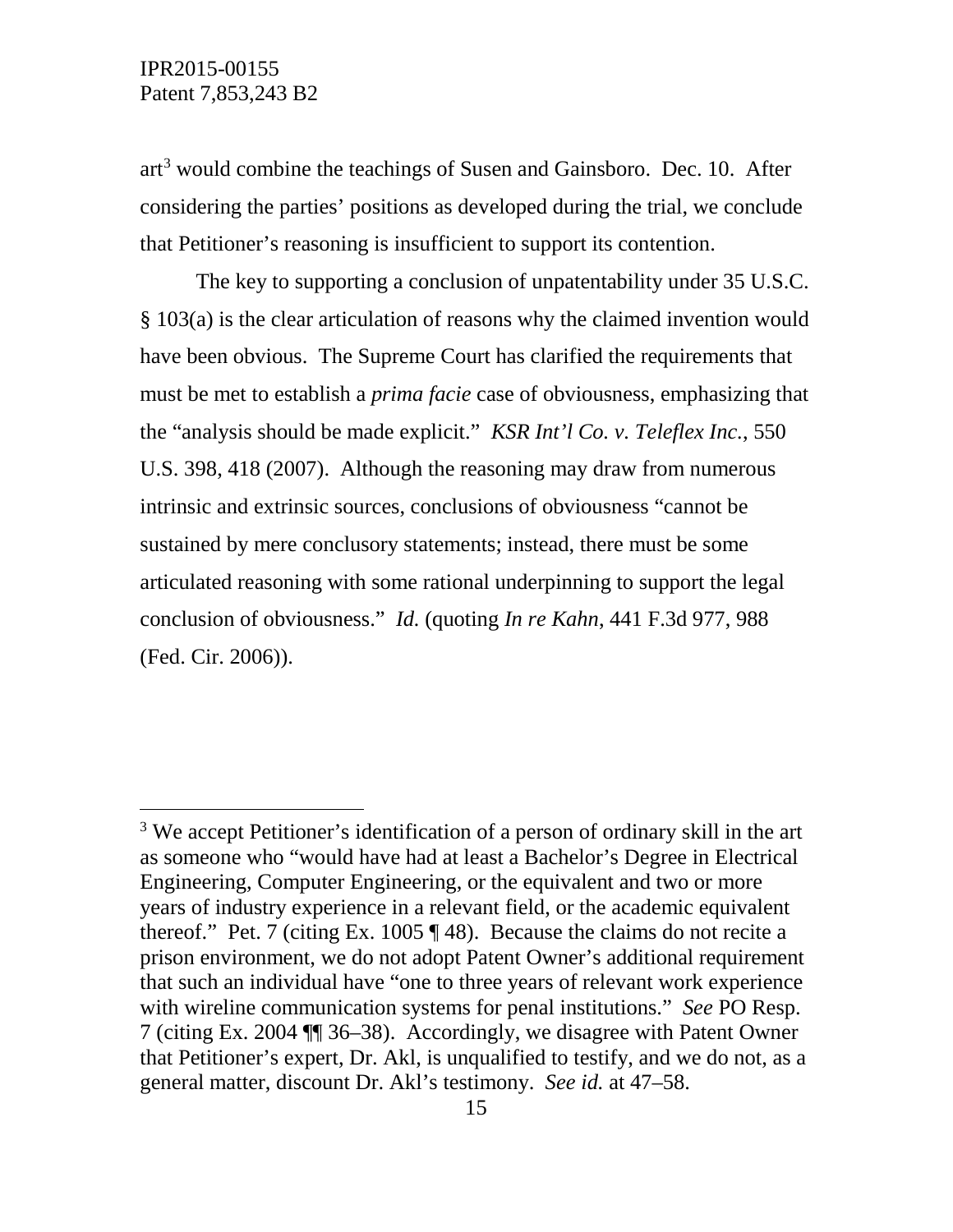art[3] would combine the teachings of Susen and Gainsboro. Dec. 10. After considering the parties' positions as developed during the trial, we conclude that Petitioner's reasoning is insufficient to support its contention.

The key to supporting a conclusion of unpatentability under 35 U.S.C. § 103(a) is the clear articulation of reasons why the claimed invention would have been obvious. The Supreme Court has clarified the requirements that must be met to establish a *prima facie* case of obviousness, emphasizing that the "analysis should be made explicit." *KSR Int'l Co. v. Teleflex Inc.*, 550 U.S. 398, 418 (2007). Although the reasoning may draw from numerous intrinsic and extrinsic sources, conclusions of obviousness "cannot be sustained by mere conclusory statements; instead, there must be some articulated reasoning with some rational underpinning to support the legal conclusion of obviousness." *Id.* (quoting *In re Kahn*, 441 F.3d 977, 988 (Fed. Cir. 2006)).

---

[3] We accept Petitioner's identification of a person of ordinary skill in the art as someone who "would have had at least a Bachelor's Degree in Electrical Engineering, Computer Engineering, or the equivalent and two or more years of industry experience in a relevant field, or the academic equivalent thereof." Pet. 7 (citing Ex. 1005 ¶ 48). Because the claims do not recite a prison environment, we do not adopt Patent Owner's additional requirement that such an individual have "one to three years of relevant work experience with wireline communication systems for penal institutions." *See* PO Resp. 7 (citing Ex. 2004 ¶¶ 36–38). Accordingly, we disagree with Patent Owner that Petitioner's expert, Dr. Akl, is unqualified to testify, and we do not, as a general matter, discount Dr. Akl's testimony. *See id.* at 47–58.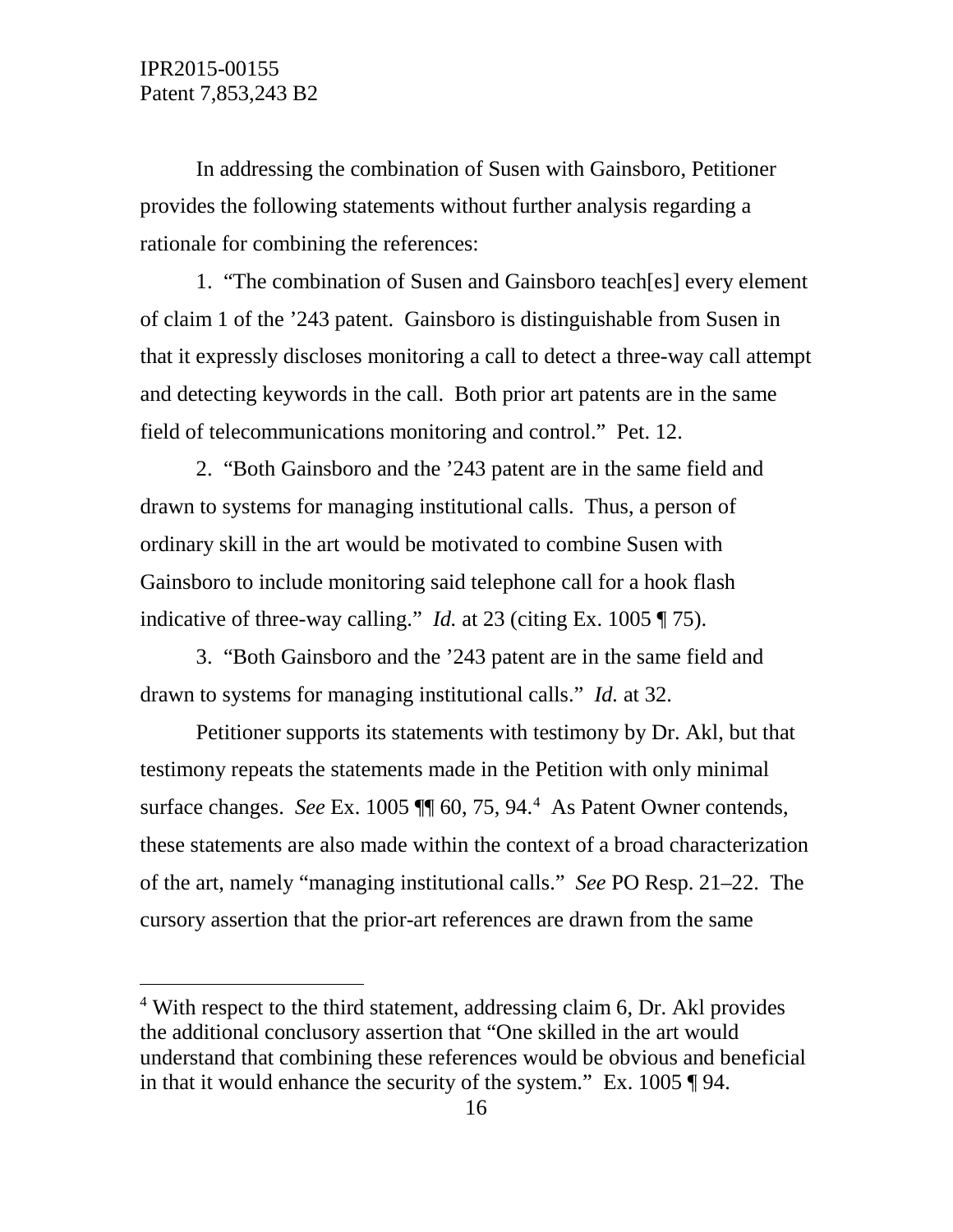In addressing the combination of Susen with Gainsboro, Petitioner provides the following statements without further analysis regarding a rationale for combining the references:

1. "The combination of Susen and Gainsboro teach[es] every element of claim 1 of the '243 patent. Gainsboro is distinguishable from Susen in that it expressly discloses monitoring a call to detect a three-way call attempt and detecting keywords in the call. Both prior art patents are in the same field of telecommunications monitoring and control." Pet. 12.

2. "Both Gainsboro and the '243 patent are in the same field and drawn to systems for managing institutional calls. Thus, a person of ordinary skill in the art would be motivated to combine Susen with Gainsboro to include monitoring said telephone call for a hook flash indicative of three-way calling." *Id.* at 23 (citing Ex. 1005 ¶ 75).

3. "Both Gainsboro and the '243 patent are in the same field and drawn to systems for managing institutional calls." *Id.* at 32.

Petitioner supports its statements with testimony by Dr. Akl, but that testimony repeats the statements made in the Petition with only minimal surface changes. *See* Ex. 1005 ¶¶ 60, 75, 94.[4] As Patent Owner contends, these statements are also made within the context of a broad characterization of the art, namely "managing institutional calls." *See* PO Resp. 21–22. The cursory assertion that the prior-art references are drawn from the same

[4] With respect to the third statement, addressing claim 6, Dr. Akl provides the additional conclusory assertion that "One skilled in the art would understand that combining these references would be obvious and beneficial in that it would enhance the security of the system." Ex. 1005 ¶ 94.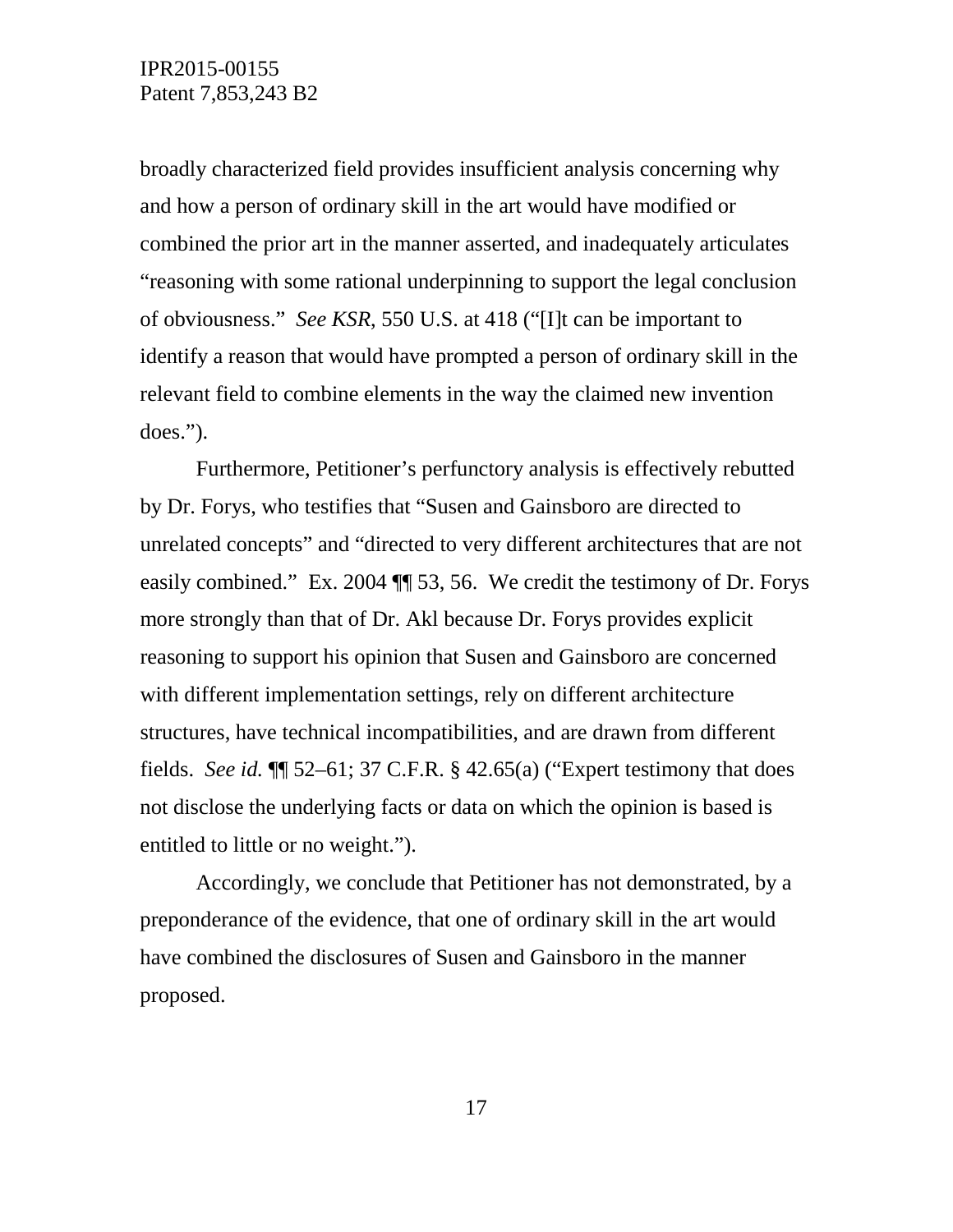broadly characterized field provides insufficient analysis concerning why and how a person of ordinary skill in the art would have modified or combined the prior art in the manner asserted, and inadequately articulates "reasoning with some rational underpinning to support the legal conclusion of obviousness." *See KSR*, 550 U.S. at 418 ("[I]t can be important to identify a reason that would have prompted a person of ordinary skill in the relevant field to combine elements in the way the claimed new invention does.").

Furthermore, Petitioner's perfunctory analysis is effectively rebutted by Dr. Forys, who testifies that "Susen and Gainsboro are directed to unrelated concepts" and "directed to very different architectures that are not easily combined." Ex. 2004 ¶¶ 53, 56. We credit the testimony of Dr. Forys more strongly than that of Dr. Akl because Dr. Forys provides explicit reasoning to support his opinion that Susen and Gainsboro are concerned with different implementation settings, rely on different architecture structures, have technical incompatibilities, and are drawn from different fields. *See id.* ¶¶ 52–61; 37 C.F.R. § 42.65(a) ("Expert testimony that does not disclose the underlying facts or data on which the opinion is based is entitled to little or no weight.").

Accordingly, we conclude that Petitioner has not demonstrated, by a preponderance of the evidence, that one of ordinary skill in the art would have combined the disclosures of Susen and Gainsboro in the manner proposed.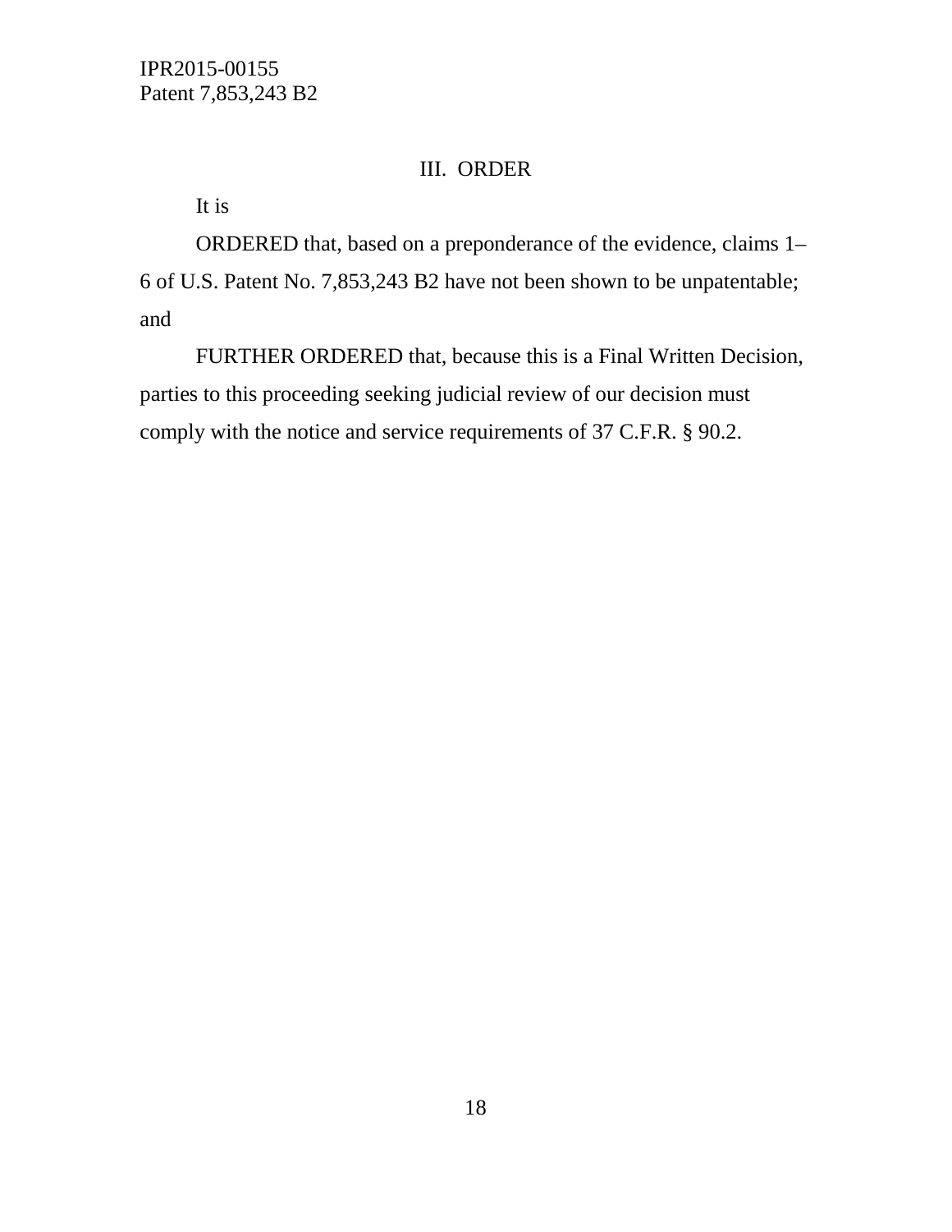## III. ORDER

It is

ORDERED that, based on a preponderance of the evidence, claims 1–6 of U.S. Patent No. 7,853,243 B2 have not been shown to be unpatentable; and

FURTHER ORDERED that, because this is a Final Written Decision, parties to this proceeding seeking judicial review of our decision must comply with the notice and service requirements of 37 C.F.R. § 90.2.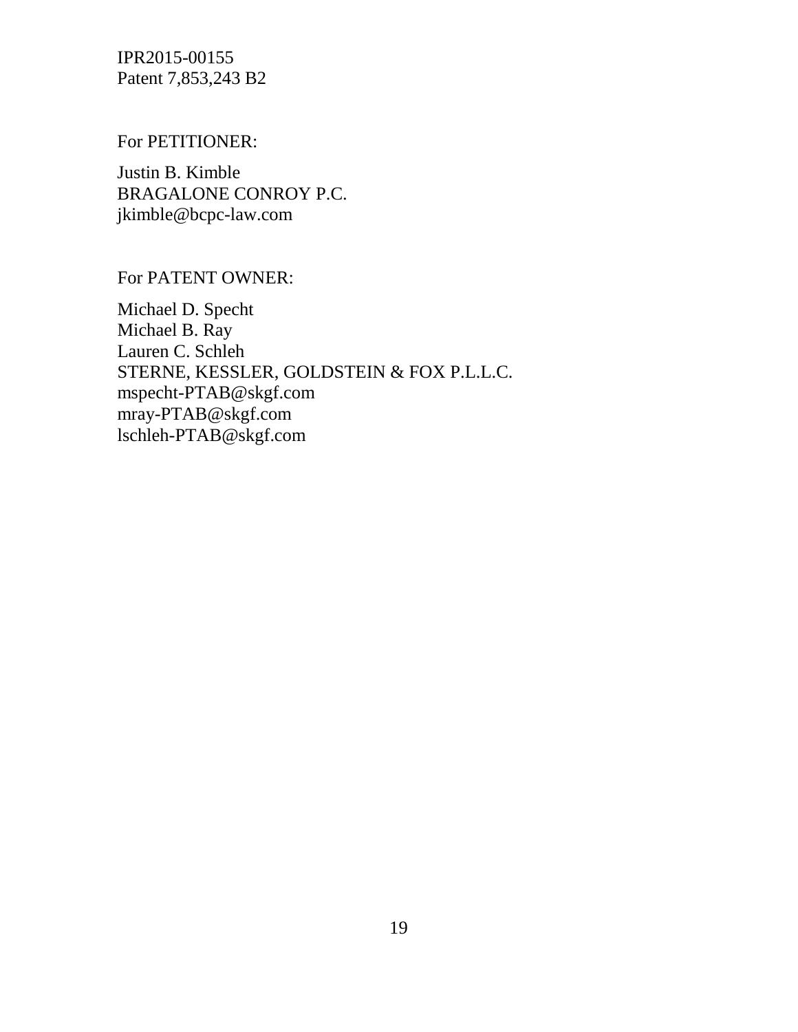For PETITIONER:

Justin B. Kimble
BRAGALONE CONROY P.C.
jkimble@bcpc-law.com

For PATENT OWNER:

Michael D. Specht
Michael B. Ray
Lauren C. Schleh
STERNE, KESSLER, GOLDSTEIN & FOX P.L.L.C.
mspecht-PTAB@skgf.com
mray-PTAB@skgf.com
lschleh-PTAB@skgf.com